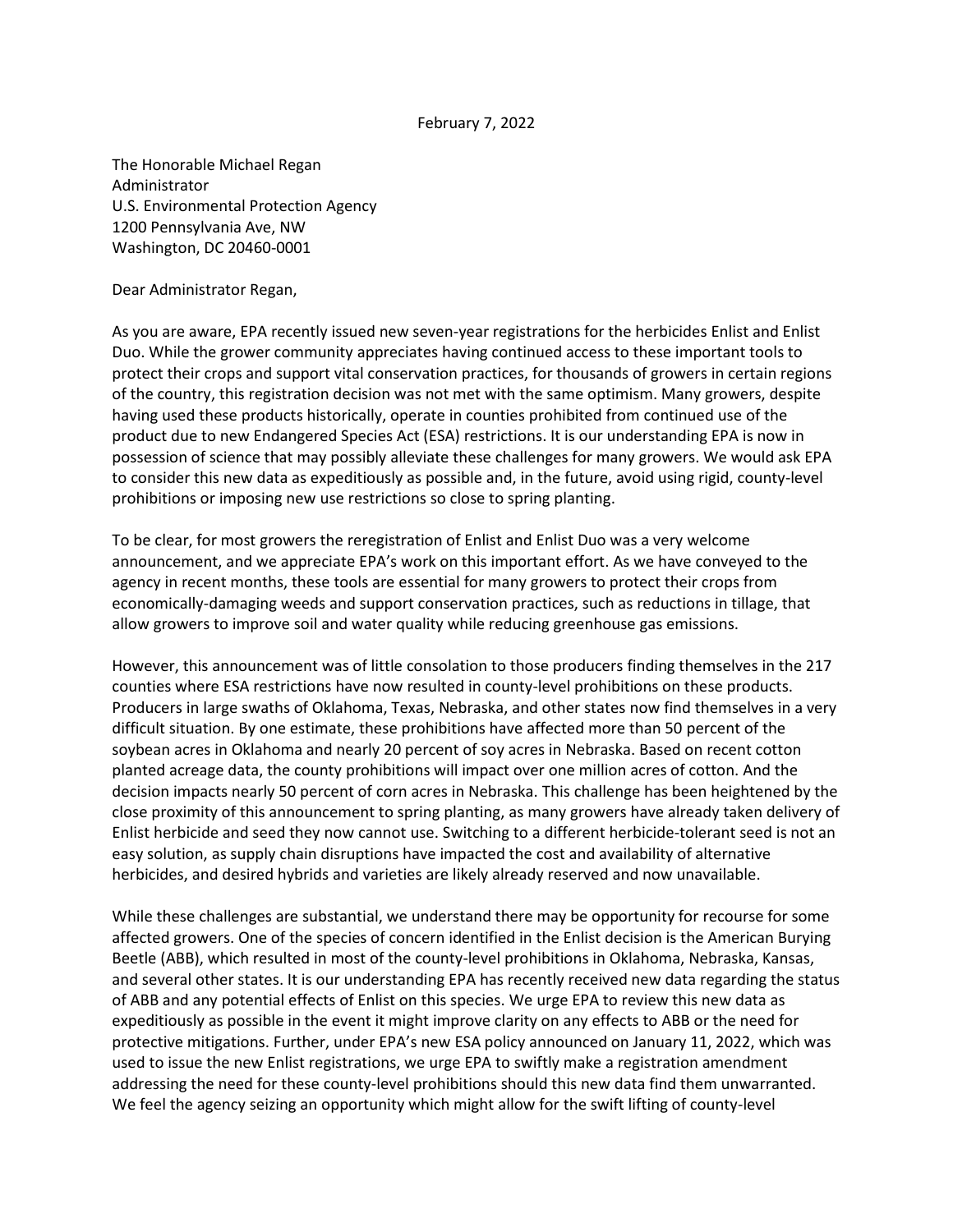February 7, 2022

The Honorable Michael Regan
Administrator
U.S. Environmental Protection Agency
1200 Pennsylvania Ave, NW
Washington, DC 20460-0001

Dear Administrator Regan,

As you are aware, EPA recently issued new seven-year registrations for the herbicides Enlist and Enlist Duo. While the grower community appreciates having continued access to these important tools to protect their crops and support vital conservation practices, for thousands of growers in certain regions of the country, this registration decision was not met with the same optimism. Many growers, despite having used these products historically, operate in counties prohibited from continued use of the product due to new Endangered Species Act (ESA) restrictions. It is our understanding EPA is now in possession of science that may possibly alleviate these challenges for many growers. We would ask EPA to consider this new data as expeditiously as possible and, in the future, avoid using rigid, county-level prohibitions or imposing new use restrictions so close to spring planting.

To be clear, for most growers the reregistration of Enlist and Enlist Duo was a very welcome announcement, and we appreciate EPA's work on this important effort. As we have conveyed to the agency in recent months, these tools are essential for many growers to protect their crops from economically-damaging weeds and support conservation practices, such as reductions in tillage, that allow growers to improve soil and water quality while reducing greenhouse gas emissions.

However, this announcement was of little consolation to those producers finding themselves in the 217 counties where ESA restrictions have now resulted in county-level prohibitions on these products. Producers in large swaths of Oklahoma, Texas, Nebraska, and other states now find themselves in a very difficult situation. By one estimate, these prohibitions have affected more than 50 percent of the soybean acres in Oklahoma and nearly 20 percent of soy acres in Nebraska. Based on recent cotton planted acreage data, the county prohibitions will impact over one million acres of cotton. And the decision impacts nearly 50 percent of corn acres in Nebraska. This challenge has been heightened by the close proximity of this announcement to spring planting, as many growers have already taken delivery of Enlist herbicide and seed they now cannot use. Switching to a different herbicide-tolerant seed is not an easy solution, as supply chain disruptions have impacted the cost and availability of alternative herbicides, and desired hybrids and varieties are likely already reserved and now unavailable.

While these challenges are substantial, we understand there may be opportunity for recourse for some affected growers. One of the species of concern identified in the Enlist decision is the American Burying Beetle (ABB), which resulted in most of the county-level prohibitions in Oklahoma, Nebraska, Kansas, and several other states. It is our understanding EPA has recently received new data regarding the status of ABB and any potential effects of Enlist on this species. We urge EPA to review this new data as expeditiously as possible in the event it might improve clarity on any effects to ABB or the need for protective mitigations. Further, under EPA's new ESA policy announced on January 11, 2022, which was used to issue the new Enlist registrations, we urge EPA to swiftly make a registration amendment addressing the need for these county-level prohibitions should this new data find them unwarranted. We feel the agency seizing an opportunity which might allow for the swift lifting of county-level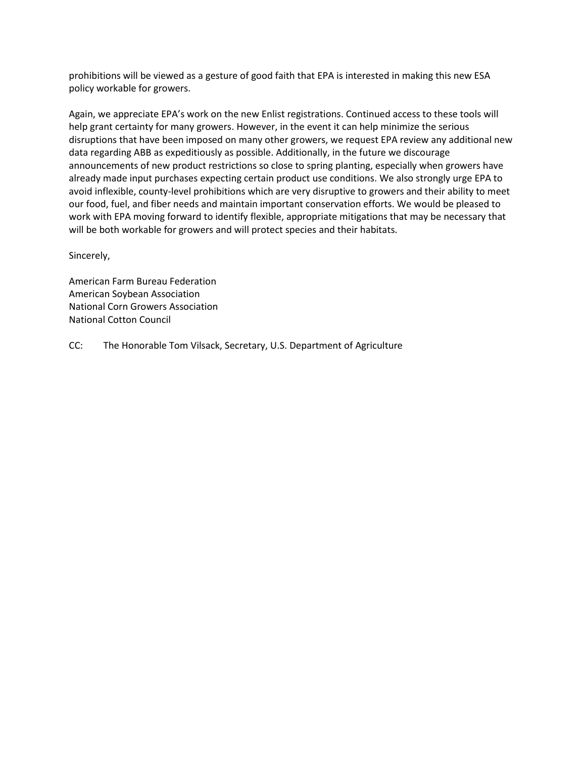prohibitions will be viewed as a gesture of good faith that EPA is interested in making this new ESA policy workable for growers.

Again, we appreciate EPA's work on the new Enlist registrations. Continued access to these tools will help grant certainty for many growers. However, in the event it can help minimize the serious disruptions that have been imposed on many other growers, we request EPA review any additional new data regarding ABB as expeditiously as possible. Additionally, in the future we discourage announcements of new product restrictions so close to spring planting, especially when growers have already made input purchases expecting certain product use conditions. We also strongly urge EPA to avoid inflexible, county-level prohibitions which are very disruptive to growers and their ability to meet our food, fuel, and fiber needs and maintain important conservation efforts. We would be pleased to work with EPA moving forward to identify flexible, appropriate mitigations that may be necessary that will be both workable for growers and will protect species and their habitats.

Sincerely,

American Farm Bureau Federation
American Soybean Association
National Corn Growers Association
National Cotton Council

CC: The Honorable Tom Vilsack, Secretary, U.S. Department of Agriculture